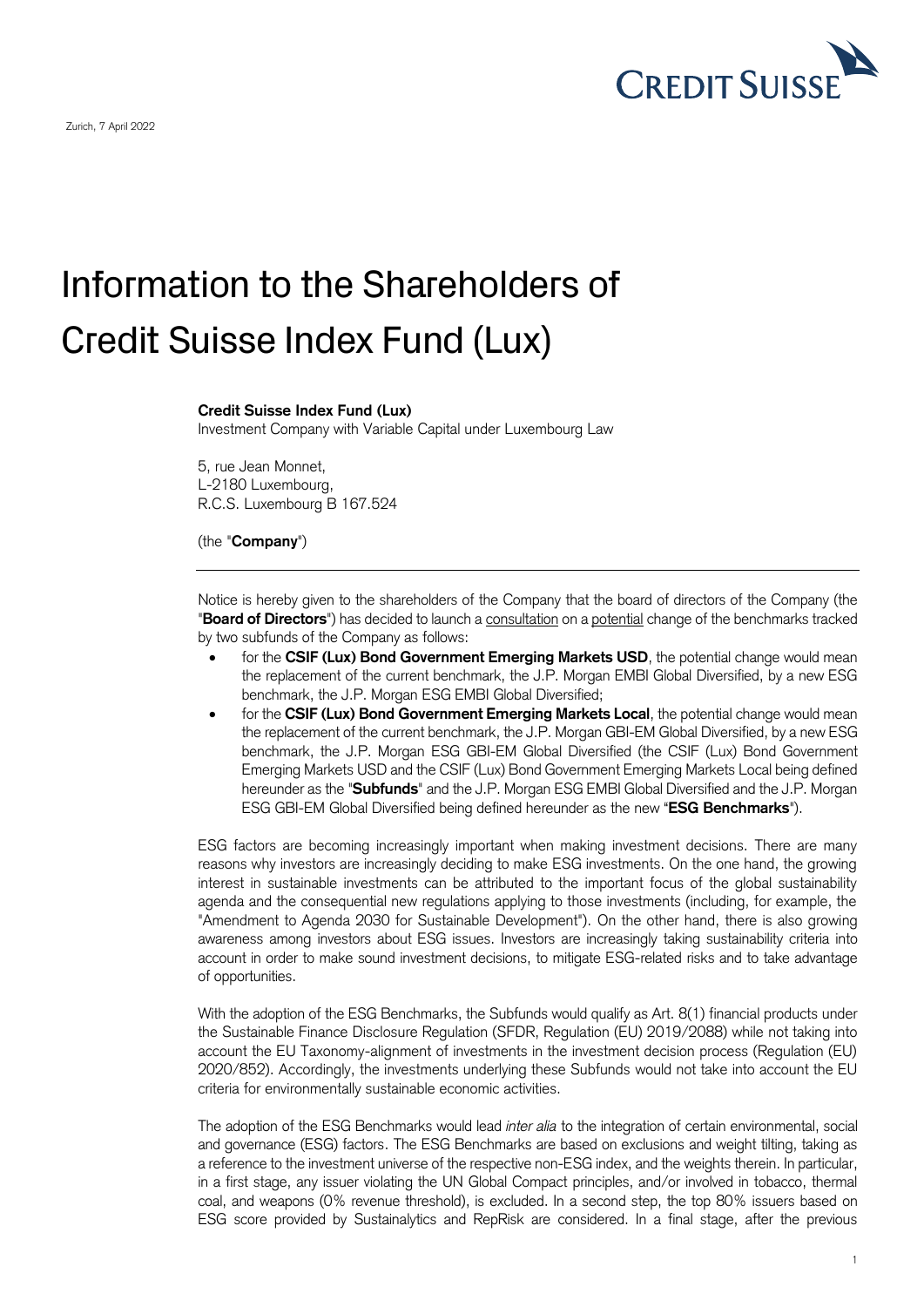Zurich, 7 April 2022

# Information to the Shareholders of Credit Suisse Index Fund (Lux)

**Credit Suisse Index Fund (Lux)**
Investment Company with Variable Capital under Luxembourg Law

5, rue Jean Monnet,
L-2180 Luxembourg,
R.C.S. Luxembourg B 167.524

(the "**Company**")

---

Notice is hereby given to the shareholders of the Company that the board of directors of the Company (the "**Board of Directors**") has decided to launch a consultation on a potential change of the benchmarks tracked by two subfunds of the Company as follows:

- for the **CSIF (Lux) Bond Government Emerging Markets USD**, the potential change would mean the replacement of the current benchmark, the J.P. Morgan EMBI Global Diversified, by a new ESG benchmark, the J.P. Morgan ESG EMBI Global Diversified;
- for the **CSIF (Lux) Bond Government Emerging Markets Local**, the potential change would mean the replacement of the current benchmark, the J.P. Morgan GBI-EM Global Diversified, by a new ESG benchmark, the J.P. Morgan ESG GBI-EM Global Diversified (the CSIF (Lux) Bond Government Emerging Markets USD and the CSIF (Lux) Bond Government Emerging Markets Local being defined hereunder as the "**Subfunds**" and the J.P. Morgan ESG EMBI Global Diversified and the J.P. Morgan ESG GBI-EM Global Diversified being defined hereunder as the new "**ESG Benchmarks**").

ESG factors are becoming increasingly important when making investment decisions. There are many reasons why investors are increasingly deciding to make ESG investments. On the one hand, the growing interest in sustainable investments can be attributed to the important focus of the global sustainability agenda and the consequential new regulations applying to those investments (including, for example, the "Amendment to Agenda 2030 for Sustainable Development"). On the other hand, there is also growing awareness among investors about ESG issues. Investors are increasingly taking sustainability criteria into account in order to make sound investment decisions, to mitigate ESG-related risks and to take advantage of opportunities.

With the adoption of the ESG Benchmarks, the Subfunds would qualify as Art. 8(1) financial products under the Sustainable Finance Disclosure Regulation (SFDR, Regulation (EU) 2019/2088) while not taking into account the EU Taxonomy-alignment of investments in the investment decision process (Regulation (EU) 2020/852). Accordingly, the investments underlying these Subfunds would not take into account the EU criteria for environmentally sustainable economic activities.

The adoption of the ESG Benchmarks would lead *inter alia* to the integration of certain environmental, social and governance (ESG) factors. The ESG Benchmarks are based on exclusions and weight tilting, taking as a reference to the investment universe of the respective non-ESG index, and the weights therein. In particular, in a first stage, any issuer violating the UN Global Compact principles, and/or involved in tobacco, thermal coal, and weapons (0% revenue threshold), is excluded. In a second step, the top 80% issuers based on ESG score provided by Sustainalytics and RepRisk are considered. In a final stage, after the previous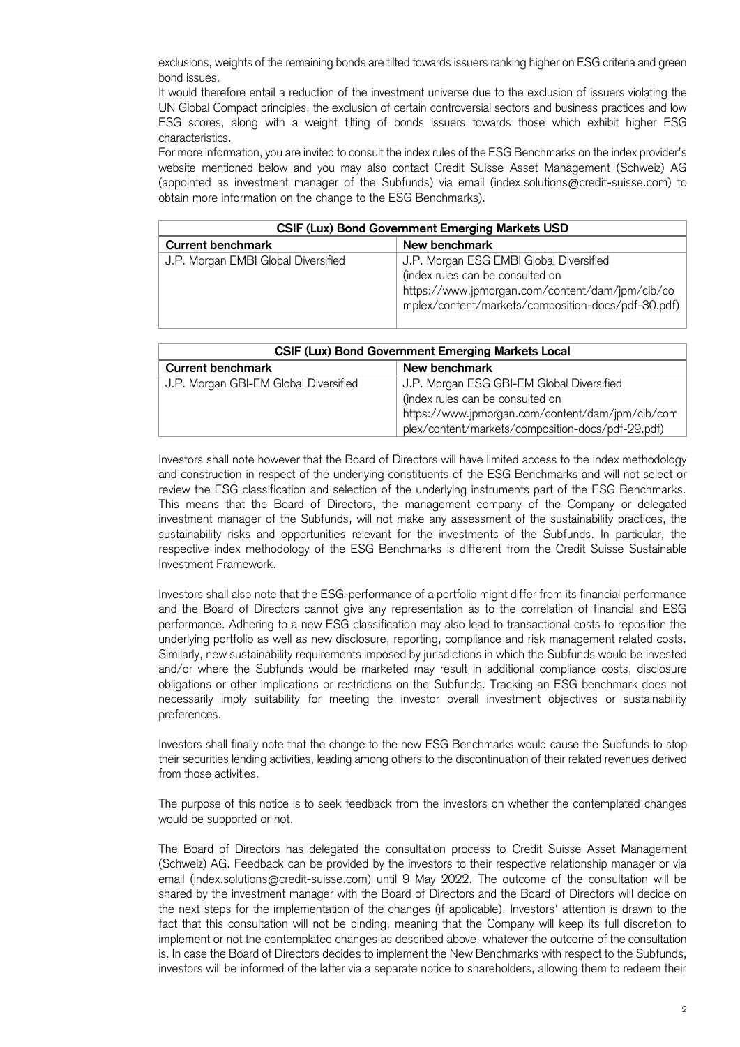exclusions, weights of the remaining bonds are tilted towards issuers ranking higher on ESG criteria and green bond issues.

It would therefore entail a reduction of the investment universe due to the exclusion of issuers violating the UN Global Compact principles, the exclusion of certain controversial sectors and business practices and low ESG scores, along with a weight tilting of bonds issuers towards those which exhibit higher ESG characteristics.

For more information, you are invited to consult the index rules of the ESG Benchmarks on the index provider's website mentioned below and you may also contact Credit Suisse Asset Management (Schweiz) AG (appointed as investment manager of the Subfunds) via email (index.solutions@credit-suisse.com) to obtain more information on the change to the ESG Benchmarks).

| **CSIF (Lux) Bond Government Emerging Markets USD** | |
|---|---|
| **Current benchmark** | **New benchmark** |
| J.P. Morgan EMBI Global Diversified | J.P. Morgan ESG EMBI Global Diversified (index rules can be consulted on https://www.jpmorgan.com/content/dam/jpm/cib/complex/content/markets/composition-docs/pdf-30.pdf) |

| **CSIF (Lux) Bond Government Emerging Markets Local** | |
|---|---|
| **Current benchmark** | **New benchmark** |
| J.P. Morgan GBI-EM Global Diversified | J.P. Morgan ESG GBI-EM Global Diversified (index rules can be consulted on https://www.jpmorgan.com/content/dam/jpm/cib/complex/content/markets/composition-docs/pdf-29.pdf) |

Investors shall note however that the Board of Directors will have limited access to the index methodology and construction in respect of the underlying constituents of the ESG Benchmarks and will not select or review the ESG classification and selection of the underlying instruments part of the ESG Benchmarks. This means that the Board of Directors, the management company of the Company or delegated investment manager of the Subfunds, will not make any assessment of the sustainability practices, the sustainability risks and opportunities relevant for the investments of the Subfunds. In particular, the respective index methodology of the ESG Benchmarks is different from the Credit Suisse Sustainable Investment Framework.

Investors shall also note that the ESG-performance of a portfolio might differ from its financial performance and the Board of Directors cannot give any representation as to the correlation of financial and ESG performance. Adhering to a new ESG classification may also lead to transactional costs to reposition the underlying portfolio as well as new disclosure, reporting, compliance and risk management related costs. Similarly, new sustainability requirements imposed by jurisdictions in which the Subfunds would be invested and/or where the Subfunds would be marketed may result in additional compliance costs, disclosure obligations or other implications or restrictions on the Subfunds. Tracking an ESG benchmark does not necessarily imply suitability for meeting the investor overall investment objectives or sustainability preferences.

Investors shall finally note that the change to the new ESG Benchmarks would cause the Subfunds to stop their securities lending activities, leading among others to the discontinuation of their related revenues derived from those activities.

The purpose of this notice is to seek feedback from the investors on whether the contemplated changes would be supported or not.

The Board of Directors has delegated the consultation process to Credit Suisse Asset Management (Schweiz) AG. Feedback can be provided by the investors to their respective relationship manager or via email (index.solutions@credit-suisse.com) until 9 May 2022. The outcome of the consultation will be shared by the investment manager with the Board of Directors and the Board of Directors will decide on the next steps for the implementation of the changes (if applicable). Investors' attention is drawn to the fact that this consultation will not be binding, meaning that the Company will keep its full discretion to implement or not the contemplated changes as described above, whatever the outcome of the consultation is. In case the Board of Directors decides to implement the New Benchmarks with respect to the Subfunds, investors will be informed of the latter via a separate notice to shareholders, allowing them to redeem their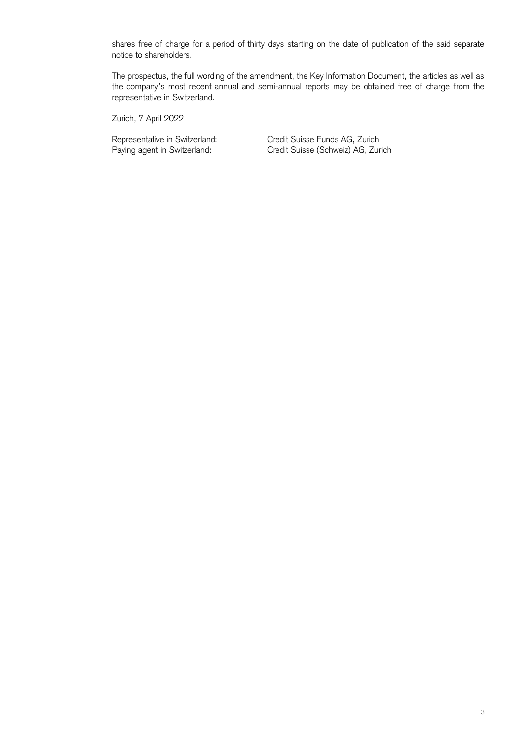shares free of charge for a period of thirty days starting on the date of publication of the said separate notice to shareholders.

The prospectus, the full wording of the amendment, the Key Information Document, the articles as well as the company's most recent annual and semi-annual reports may be obtained free of charge from the representative in Switzerland.

Zurich, 7 April 2022

| | |
|---|---|
| Representative in Switzerland: | Credit Suisse Funds AG, Zurich |
| Paying agent in Switzerland: | Credit Suisse (Schweiz) AG, Zurich |